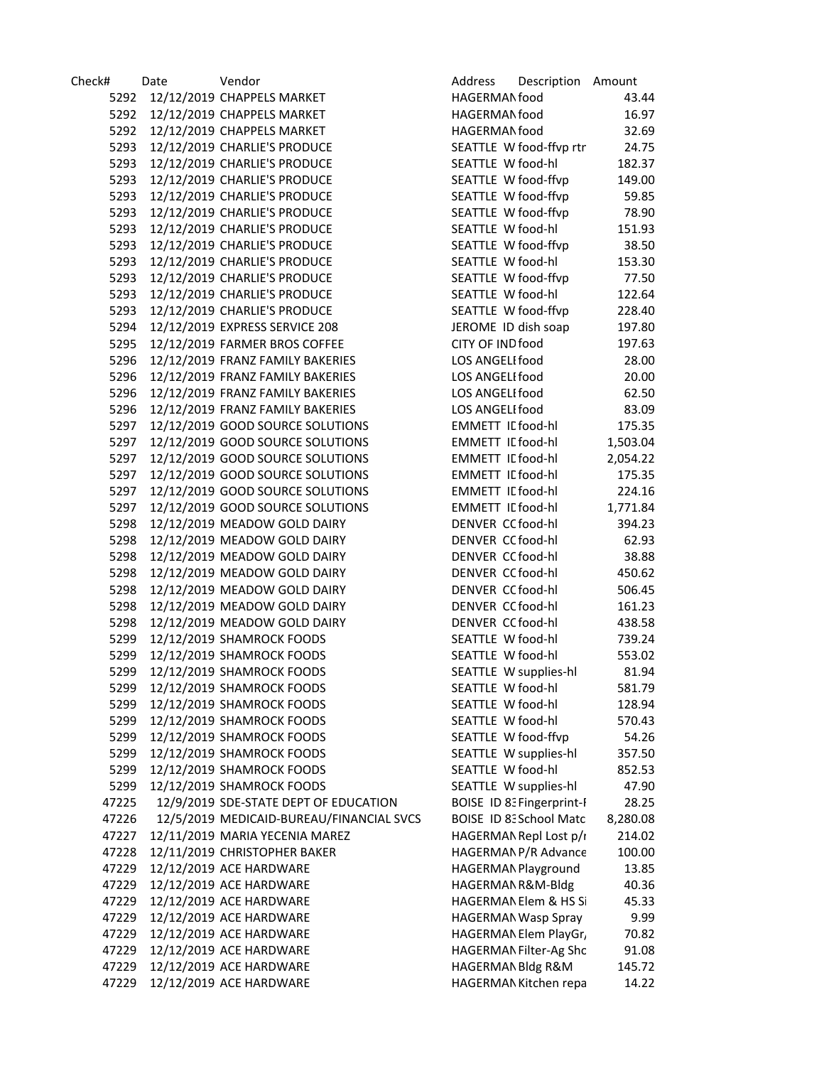| Check# | Date | Vendor | Address | Description | Amount |
|---|---|---|---|---|---|
| 5292 | 12/12/2019 | CHAPPELS MARKET | HAGERMAN | food | 43.44 |
| 5292 | 12/12/2019 | CHAPPELS MARKET | HAGERMAN | food | 16.97 |
| 5292 | 12/12/2019 | CHAPPELS MARKET | HAGERMAN | food | 32.69 |
| 5293 | 12/12/2019 | CHARLIE'S PRODUCE | SEATTLE W | food-ffvp rtr | 24.75 |
| 5293 | 12/12/2019 | CHARLIE'S PRODUCE | SEATTLE W | food-hl | 182.37 |
| 5293 | 12/12/2019 | CHARLIE'S PRODUCE | SEATTLE W | food-ffvp | 149.00 |
| 5293 | 12/12/2019 | CHARLIE'S PRODUCE | SEATTLE W | food-ffvp | 59.85 |
| 5293 | 12/12/2019 | CHARLIE'S PRODUCE | SEATTLE W | food-ffvp | 78.90 |
| 5293 | 12/12/2019 | CHARLIE'S PRODUCE | SEATTLE W | food-hl | 151.93 |
| 5293 | 12/12/2019 | CHARLIE'S PRODUCE | SEATTLE W | food-ffvp | 38.50 |
| 5293 | 12/12/2019 | CHARLIE'S PRODUCE | SEATTLE W | food-hl | 153.30 |
| 5293 | 12/12/2019 | CHARLIE'S PRODUCE | SEATTLE W | food-ffvp | 77.50 |
| 5293 | 12/12/2019 | CHARLIE'S PRODUCE | SEATTLE W | food-hl | 122.64 |
| 5293 | 12/12/2019 | CHARLIE'S PRODUCE | SEATTLE W | food-ffvp | 228.40 |
| 5294 | 12/12/2019 | EXPRESS SERVICE 208 | JEROME ID | dish soap | 197.80 |
| 5295 | 12/12/2019 | FARMER BROS COFFEE | CITY OF IND | food | 197.63 |
| 5296 | 12/12/2019 | FRANZ FAMILY BAKERIES | LOS ANGELI | food | 28.00 |
| 5296 | 12/12/2019 | FRANZ FAMILY BAKERIES | LOS ANGELI | food | 20.00 |
| 5296 | 12/12/2019 | FRANZ FAMILY BAKERIES | LOS ANGELI | food | 62.50 |
| 5296 | 12/12/2019 | FRANZ FAMILY BAKERIES | LOS ANGELI | food | 83.09 |
| 5297 | 12/12/2019 | GOOD SOURCE SOLUTIONS | EMMETT IE | food-hl | 175.35 |
| 5297 | 12/12/2019 | GOOD SOURCE SOLUTIONS | EMMETT IE | food-hl | 1,503.04 |
| 5297 | 12/12/2019 | GOOD SOURCE SOLUTIONS | EMMETT IE | food-hl | 2,054.22 |
| 5297 | 12/12/2019 | GOOD SOURCE SOLUTIONS | EMMETT IE | food-hl | 175.35 |
| 5297 | 12/12/2019 | GOOD SOURCE SOLUTIONS | EMMETT IE | food-hl | 224.16 |
| 5297 | 12/12/2019 | GOOD SOURCE SOLUTIONS | EMMETT IE | food-hl | 1,771.84 |
| 5298 | 12/12/2019 | MEADOW GOLD DAIRY | DENVER CC | food-hl | 394.23 |
| 5298 | 12/12/2019 | MEADOW GOLD DAIRY | DENVER CC | food-hl | 62.93 |
| 5298 | 12/12/2019 | MEADOW GOLD DAIRY | DENVER CC | food-hl | 38.88 |
| 5298 | 12/12/2019 | MEADOW GOLD DAIRY | DENVER CC | food-hl | 450.62 |
| 5298 | 12/12/2019 | MEADOW GOLD DAIRY | DENVER CC | food-hl | 506.45 |
| 5298 | 12/12/2019 | MEADOW GOLD DAIRY | DENVER CC | food-hl | 161.23 |
| 5298 | 12/12/2019 | MEADOW GOLD DAIRY | DENVER CC | food-hl | 438.58 |
| 5299 | 12/12/2019 | SHAMROCK FOODS | SEATTLE W | food-hl | 739.24 |
| 5299 | 12/12/2019 | SHAMROCK FOODS | SEATTLE W | food-hl | 553.02 |
| 5299 | 12/12/2019 | SHAMROCK FOODS | SEATTLE W | supplies-hl | 81.94 |
| 5299 | 12/12/2019 | SHAMROCK FOODS | SEATTLE W | food-hl | 581.79 |
| 5299 | 12/12/2019 | SHAMROCK FOODS | SEATTLE W | food-hl | 128.94 |
| 5299 | 12/12/2019 | SHAMROCK FOODS | SEATTLE W | food-hl | 570.43 |
| 5299 | 12/12/2019 | SHAMROCK FOODS | SEATTLE W | food-ffvp | 54.26 |
| 5299 | 12/12/2019 | SHAMROCK FOODS | SEATTLE W | supplies-hl | 357.50 |
| 5299 | 12/12/2019 | SHAMROCK FOODS | SEATTLE W | food-hl | 852.53 |
| 5299 | 12/12/2019 | SHAMROCK FOODS | SEATTLE W | supplies-hl | 47.90 |
| 47225 | 12/9/2019 | SDE-STATE DEPT OF EDUCATION | BOISE ID 83 | Fingerprint-F | 28.25 |
| 47226 | 12/5/2019 | MEDICAID-BUREAU/FINANCIAL SVCS | BOISE ID 83 | School Matc | 8,280.08 |
| 47227 | 12/11/2019 | MARIA YECENIA MAREZ | HAGERMAN | Repl Lost p/r | 214.02 |
| 47228 | 12/11/2019 | CHRISTOPHER BAKER | HAGERMAN | P/R Advance | 100.00 |
| 47229 | 12/12/2019 | ACE HARDWARE | HAGERMAN | Playground | 13.85 |
| 47229 | 12/12/2019 | ACE HARDWARE | HAGERMAN | R&M-Bldg | 40.36 |
| 47229 | 12/12/2019 | ACE HARDWARE | HAGERMAN | Elem & HS Si | 45.33 |
| 47229 | 12/12/2019 | ACE HARDWARE | HAGERMAN | Wasp Spray | 9.99 |
| 47229 | 12/12/2019 | ACE HARDWARE | HAGERMAN | Elem PlayGr, | 70.82 |
| 47229 | 12/12/2019 | ACE HARDWARE | HAGERMAN | Filter-Ag Shc | 91.08 |
| 47229 | 12/12/2019 | ACE HARDWARE | HAGERMAN | Bldg R&M | 145.72 |
| 47229 | 12/12/2019 | ACE HARDWARE | HAGERMAN | Kitchen repa | 14.22 |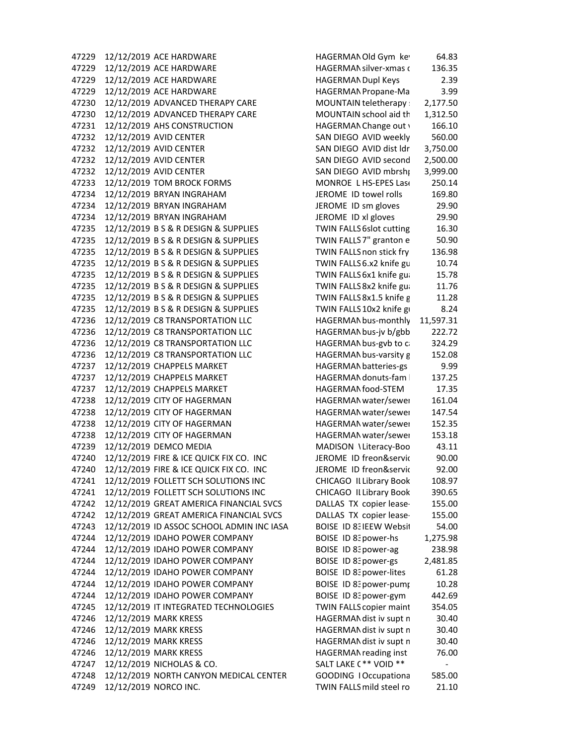| | | | | | |
|---|---|---|---|---|---|
| 47229 | 12/12/2019 | ACE HARDWARE | HAGERMAN | Old Gym key | 64.83 |
| 47229 | 12/12/2019 | ACE HARDWARE | HAGERMAN | silver-xmas d | 136.35 |
| 47229 | 12/12/2019 | ACE HARDWARE | HAGERMAN | Dupl Keys | 2.39 |
| 47229 | 12/12/2019 | ACE HARDWARE | HAGERMAN | Propane-Ma | 3.99 |
| 47230 | 12/12/2019 | ADVANCED THERAPY CARE | MOUNTAIN | teletherapy : | 2,177.50 |
| 47230 | 12/12/2019 | ADVANCED THERAPY CARE | MOUNTAIN | school aid th | 1,312.50 |
| 47231 | 12/12/2019 | AHS CONSTRUCTION | HAGERMAN | Change out v | 166.10 |
| 47232 | 12/12/2019 | AVID CENTER | SAN DIEGO | AVID weekly | 560.00 |
| 47232 | 12/12/2019 | AVID CENTER | SAN DIEGO | AVID dist ldr | 3,750.00 |
| 47232 | 12/12/2019 | AVID CENTER | SAN DIEGO | AVID second | 2,500.00 |
| 47232 | 12/12/2019 | AVID CENTER | SAN DIEGO | AVID mbrshp | 3,999.00 |
| 47233 | 12/12/2019 | TOM BROCK FORMS | MONROE L | HS-EPES Lase | 250.14 |
| 47234 | 12/12/2019 | BRYAN INGRAHAM | JEROME ID | towel rolls | 169.80 |
| 47234 | 12/12/2019 | BRYAN INGRAHAM | JEROME ID | sm gloves | 29.90 |
| 47234 | 12/12/2019 | BRYAN INGRAHAM | JEROME ID | xl gloves | 29.90 |
| 47235 | 12/12/2019 | B S & R DESIGN & SUPPLIES | TWIN FALLS | 6slot cutting | 16.30 |
| 47235 | 12/12/2019 | B S & R DESIGN & SUPPLIES | TWIN FALLS | 7" granton e | 50.90 |
| 47235 | 12/12/2019 | B S & R DESIGN & SUPPLIES | TWIN FALLS | non stick fry | 136.98 |
| 47235 | 12/12/2019 | B S & R DESIGN & SUPPLIES | TWIN FALLS | 6.x2 knife gu | 10.74 |
| 47235 | 12/12/2019 | B S & R DESIGN & SUPPLIES | TWIN FALLS | 6x1 knife gua | 15.78 |
| 47235 | 12/12/2019 | B S & R DESIGN & SUPPLIES | TWIN FALLS | 8x2 knife gua | 11.76 |
| 47235 | 12/12/2019 | B S & R DESIGN & SUPPLIES | TWIN FALLS | 8x1.5 knife g | 11.28 |
| 47235 | 12/12/2019 | B S & R DESIGN & SUPPLIES | TWIN FALLS | 10x2 knife gu | 8.24 |
| 47236 | 12/12/2019 | C8 TRANSPORTATION LLC | HAGERMAN | bus-monthly | 11,597.31 |
| 47236 | 12/12/2019 | C8 TRANSPORTATION LLC | HAGERMAN | bus-jv b/gbb | 222.72 |
| 47236 | 12/12/2019 | C8 TRANSPORTATION LLC | HAGERMAN | bus-gvb to ca | 324.29 |
| 47236 | 12/12/2019 | C8 TRANSPORTATION LLC | HAGERMAN | bus-varsity g | 152.08 |
| 47237 | 12/12/2019 | CHAPPELS MARKET | HAGERMAN | batteries-gs | 9.99 |
| 47237 | 12/12/2019 | CHAPPELS MARKET | HAGERMAN | donuts-fam l | 137.25 |
| 47237 | 12/12/2019 | CHAPPELS MARKET | HAGERMAN | food-STEM | 17.35 |
| 47238 | 12/12/2019 | CITY OF HAGERMAN | HAGERMAN | water/sewer | 161.04 |
| 47238 | 12/12/2019 | CITY OF HAGERMAN | HAGERMAN | water/sewer | 147.54 |
| 47238 | 12/12/2019 | CITY OF HAGERMAN | HAGERMAN | water/sewer | 152.35 |
| 47238 | 12/12/2019 | CITY OF HAGERMAN | HAGERMAN | water/sewer | 153.18 |
| 47239 | 12/12/2019 | DEMCO MEDIA | MADISON \ | Literacy-Boo | 43.11 |
| 47240 | 12/12/2019 | FIRE & ICE QUICK FIX CO. INC | JEROME ID | freon&servic | 90.00 |
| 47240 | 12/12/2019 | FIRE & ICE QUICK FIX CO. INC | JEROME ID | freon&servic | 92.00 |
| 47241 | 12/12/2019 | FOLLETT SCH SOLUTIONS INC | CHICAGO IL | Library Book | 108.97 |
| 47241 | 12/12/2019 | FOLLETT SCH SOLUTIONS INC | CHICAGO IL | Library Book | 390.65 |
| 47242 | 12/12/2019 | GREAT AMERICA FINANCIAL SVCS | DALLAS TX | copier lease- | 155.00 |
| 47242 | 12/12/2019 | GREAT AMERICA FINANCIAL SVCS | DALLAS TX | copier lease- | 155.00 |
| 47243 | 12/12/2019 | ID ASSOC SCHOOL ADMIN INC IASA | BOISE ID 83 | IEEW Websit | 54.00 |
| 47244 | 12/12/2019 | IDAHO POWER COMPANY | BOISE ID 83 | power-hs | 1,275.98 |
| 47244 | 12/12/2019 | IDAHO POWER COMPANY | BOISE ID 83 | power-ag | 238.98 |
| 47244 | 12/12/2019 | IDAHO POWER COMPANY | BOISE ID 83 | power-gs | 2,481.85 |
| 47244 | 12/12/2019 | IDAHO POWER COMPANY | BOISE ID 83 | power-lites | 61.28 |
| 47244 | 12/12/2019 | IDAHO POWER COMPANY | BOISE ID 83 | power-pump | 10.28 |
| 47244 | 12/12/2019 | IDAHO POWER COMPANY | BOISE ID 83 | power-gym | 442.69 |
| 47245 | 12/12/2019 | IT INTEGRATED TECHNOLOGIES | TWIN FALLS | copier maint | 354.05 |
| 47246 | 12/12/2019 | MARK KRESS | HAGERMAN | dist iv supt n | 30.40 |
| 47246 | 12/12/2019 | MARK KRESS | HAGERMAN | dist iv supt n | 30.40 |
| 47246 | 12/12/2019 | MARK KRESS | HAGERMAN | dist iv supt n | 30.40 |
| 47246 | 12/12/2019 | MARK KRESS | HAGERMAN | reading inst | 76.00 |
| 47247 | 12/12/2019 | NICHOLAS & CO. | SALT LAKE C | ** VOID ** | - |
| 47248 | 12/12/2019 | NORTH CANYON MEDICAL CENTER | GOODING I | Occupationa | 585.00 |
| 47249 | 12/12/2019 | NORCO INC. | TWIN FALLS | mild steel ro | 21.10 |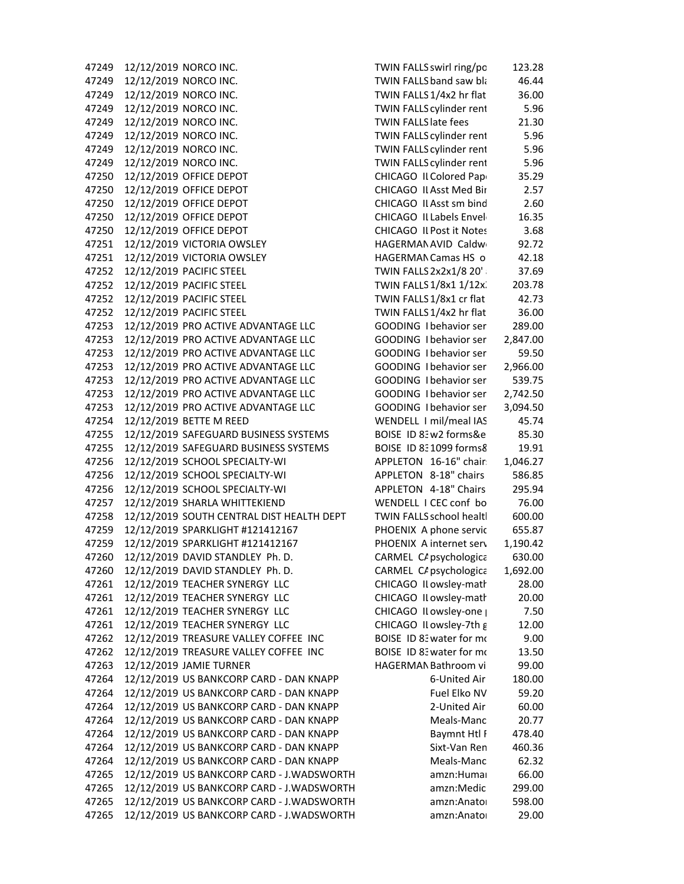| | | | | | |
|---|---|---|---|---|---|
| 47249 | 12/12/2019 | NORCO INC. | TWIN FALLS | swirl ring/po | 123.28 |
| 47249 | 12/12/2019 | NORCO INC. | TWIN FALLS | band saw bla | 46.44 |
| 47249 | 12/12/2019 | NORCO INC. | TWIN FALLS | 1/4x2 hr flat | 36.00 |
| 47249 | 12/12/2019 | NORCO INC. | TWIN FALLS | cylinder rent | 5.96 |
| 47249 | 12/12/2019 | NORCO INC. | TWIN FALLS | late fees | 21.30 |
| 47249 | 12/12/2019 | NORCO INC. | TWIN FALLS | cylinder rent | 5.96 |
| 47249 | 12/12/2019 | NORCO INC. | TWIN FALLS | cylinder rent | 5.96 |
| 47249 | 12/12/2019 | NORCO INC. | TWIN FALLS | cylinder rent | 5.96 |
| 47250 | 12/12/2019 | OFFICE DEPOT | CHICAGO IL | Colored Pap | 35.29 |
| 47250 | 12/12/2019 | OFFICE DEPOT | CHICAGO IL | Asst Med Bir | 2.57 |
| 47250 | 12/12/2019 | OFFICE DEPOT | CHICAGO IL | Asst sm bind | 2.60 |
| 47250 | 12/12/2019 | OFFICE DEPOT | CHICAGO IL | Labels Envel | 16.35 |
| 47250 | 12/12/2019 | OFFICE DEPOT | CHICAGO IL | Post it Notes | 3.68 |
| 47251 | 12/12/2019 | VICTORIA OWSLEY | HAGERMAN | AVID Caldw | 92.72 |
| 47251 | 12/12/2019 | VICTORIA OWSLEY | HAGERMAN | Camas HS o | 42.18 |
| 47252 | 12/12/2019 | PACIFIC STEEL | TWIN FALLS | 2x2x1/8 20' | 37.69 |
| 47252 | 12/12/2019 | PACIFIC STEEL | TWIN FALLS | 1/8x1 1/12x | 203.78 |
| 47252 | 12/12/2019 | PACIFIC STEEL | TWIN FALLS | 1/8x1 cr flat | 42.73 |
| 47252 | 12/12/2019 | PACIFIC STEEL | TWIN FALLS | 1/4x2 hr flat | 36.00 |
| 47253 | 12/12/2019 | PRO ACTIVE ADVANTAGE LLC | GOODING I | behavior ser | 289.00 |
| 47253 | 12/12/2019 | PRO ACTIVE ADVANTAGE LLC | GOODING I | behavior ser | 2,847.00 |
| 47253 | 12/12/2019 | PRO ACTIVE ADVANTAGE LLC | GOODING I | behavior ser | 59.50 |
| 47253 | 12/12/2019 | PRO ACTIVE ADVANTAGE LLC | GOODING I | behavior ser | 2,966.00 |
| 47253 | 12/12/2019 | PRO ACTIVE ADVANTAGE LLC | GOODING I | behavior ser | 539.75 |
| 47253 | 12/12/2019 | PRO ACTIVE ADVANTAGE LLC | GOODING I | behavior ser | 2,742.50 |
| 47253 | 12/12/2019 | PRO ACTIVE ADVANTAGE LLC | GOODING I | behavior ser | 3,094.50 |
| 47254 | 12/12/2019 | BETTE M REED | WENDELL I | mil/meal IAS | 45.74 |
| 47255 | 12/12/2019 | SAFEGUARD BUSINESS SYSTEMS | BOISE ID 83 | w2 forms&e | 85.30 |
| 47255 | 12/12/2019 | SAFEGUARD BUSINESS SYSTEMS | BOISE ID 83 | 1099 forms8 | 19.91 |
| 47256 | 12/12/2019 | SCHOOL SPECIALTY-WI | APPLETON | 16-16" chair | 1,046.27 |
| 47256 | 12/12/2019 | SCHOOL SPECIALTY-WI | APPLETON | 8-18" chairs | 586.85 |
| 47256 | 12/12/2019 | SCHOOL SPECIALTY-WI | APPLETON | 4-18" Chairs | 295.94 |
| 47257 | 12/12/2019 | SHARLA WHITTEKIEND | WENDELL I | CEC conf bo | 76.00 |
| 47258 | 12/12/2019 | SOUTH CENTRAL DIST HEALTH DEPT | TWIN FALLS | school healt | 600.00 |
| 47259 | 12/12/2019 | SPARKLIGHT #121412167 | PHOENIX A | phone servic | 655.87 |
| 47259 | 12/12/2019 | SPARKLIGHT #121412167 | PHOENIX A | internet serv | 1,190.42 |
| 47260 | 12/12/2019 | DAVID STANDLEY Ph. D. | CARMEL CA | psychologica | 630.00 |
| 47260 | 12/12/2019 | DAVID STANDLEY Ph. D. | CARMEL CA | psychologica | 1,692.00 |
| 47261 | 12/12/2019 | TEACHER SYNERGY LLC | CHICAGO IL | owsley-math | 28.00 |
| 47261 | 12/12/2019 | TEACHER SYNERGY LLC | CHICAGO IL | owsley-math | 20.00 |
| 47261 | 12/12/2019 | TEACHER SYNERGY LLC | CHICAGO IL | owsley-one | 7.50 |
| 47261 | 12/12/2019 | TEACHER SYNERGY LLC | CHICAGO IL | owsley-7th g | 12.00 |
| 47262 | 12/12/2019 | TREASURE VALLEY COFFEE INC | BOISE ID 83 | water for mo | 9.00 |
| 47262 | 12/12/2019 | TREASURE VALLEY COFFEE INC | BOISE ID 83 | water for mo | 13.50 |
| 47263 | 12/12/2019 | JAMIE TURNER | HAGERMAN | Bathroom vi | 99.00 |
| 47264 | 12/12/2019 | US BANKCORP CARD - DAN KNAPP | | 6-United Air | 180.00 |
| 47264 | 12/12/2019 | US BANKCORP CARD - DAN KNAPP | | Fuel Elko NV | 59.20 |
| 47264 | 12/12/2019 | US BANKCORP CARD - DAN KNAPP | | 2-United Air | 60.00 |
| 47264 | 12/12/2019 | US BANKCORP CARD - DAN KNAPP | | Meals-Manc | 20.77 |
| 47264 | 12/12/2019 | US BANKCORP CARD - DAN KNAPP | | Baymnt Htl F | 478.40 |
| 47264 | 12/12/2019 | US BANKCORP CARD - DAN KNAPP | | Sixt-Van Ren | 460.36 |
| 47264 | 12/12/2019 | US BANKCORP CARD - DAN KNAPP | | Meals-Manc | 62.32 |
| 47265 | 12/12/2019 | US BANKCORP CARD - J.WADSWORTH | | amzn:Humai | 66.00 |
| 47265 | 12/12/2019 | US BANKCORP CARD - J.WADSWORTH | | amzn:Medic | 299.00 |
| 47265 | 12/12/2019 | US BANKCORP CARD - J.WADSWORTH | | amzn:Anato | 598.00 |
| 47265 | 12/12/2019 | US BANKCORP CARD - J.WADSWORTH | | amzn:Anato | 29.00 |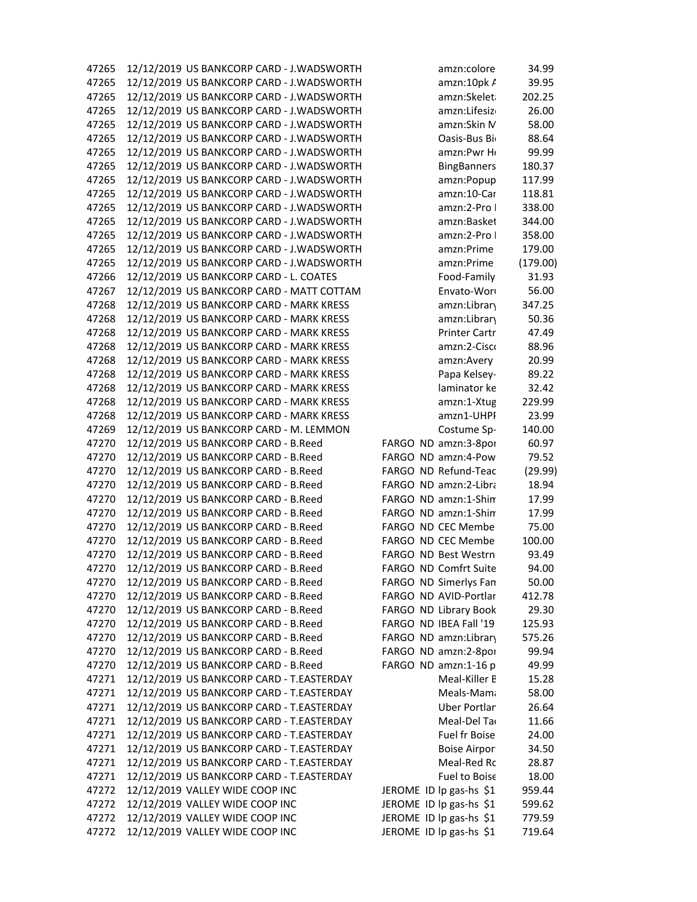| | | | | | |
|---|---|---|---|---|---|
| 47265 | 12/12/2019 | US BANKCORP CARD - J.WADSWORTH | | amzn:colore | 34.99 |
| 47265 | 12/12/2019 | US BANKCORP CARD - J.WADSWORTH | | amzn:10pk A | 39.95 |
| 47265 | 12/12/2019 | US BANKCORP CARD - J.WADSWORTH | | amzn:Skelet | 202.25 |
| 47265 | 12/12/2019 | US BANKCORP CARD - J.WADSWORTH | | amzn:Lifesiz | 26.00 |
| 47265 | 12/12/2019 | US BANKCORP CARD - J.WADSWORTH | | amzn:Skin M | 58.00 |
| 47265 | 12/12/2019 | US BANKCORP CARD - J.WADSWORTH | | Oasis-Bus Bi | 88.64 |
| 47265 | 12/12/2019 | US BANKCORP CARD - J.WADSWORTH | | amzn:Pwr H | 99.99 |
| 47265 | 12/12/2019 | US BANKCORP CARD - J.WADSWORTH | | BingBanners | 180.37 |
| 47265 | 12/12/2019 | US BANKCORP CARD - J.WADSWORTH | | amzn:Popup | 117.99 |
| 47265 | 12/12/2019 | US BANKCORP CARD - J.WADSWORTH | | amzn:10-Car | 118.81 |
| 47265 | 12/12/2019 | US BANKCORP CARD - J.WADSWORTH | | amzn:2-Pro I | 338.00 |
| 47265 | 12/12/2019 | US BANKCORP CARD - J.WADSWORTH | | amzn:Basket | 344.00 |
| 47265 | 12/12/2019 | US BANKCORP CARD - J.WADSWORTH | | amzn:2-Pro I | 358.00 |
| 47265 | 12/12/2019 | US BANKCORP CARD - J.WADSWORTH | | amzn:Prime | 179.00 |
| 47265 | 12/12/2019 | US BANKCORP CARD - J.WADSWORTH | | amzn:Prime | (179.00) |
| 47266 | 12/12/2019 | US BANKCORP CARD - L. COATES | | Food-Family | 31.93 |
| 47267 | 12/12/2019 | US BANKCORP CARD - MATT COTTAM | | Envato-Wor | 56.00 |
| 47268 | 12/12/2019 | US BANKCORP CARD - MARK KRESS | | amzn:Library | 347.25 |
| 47268 | 12/12/2019 | US BANKCORP CARD - MARK KRESS | | amzn:Library | 50.36 |
| 47268 | 12/12/2019 | US BANKCORP CARD - MARK KRESS | | Printer Cartr | 47.49 |
| 47268 | 12/12/2019 | US BANKCORP CARD - MARK KRESS | | amzn:2-Cisc | 88.96 |
| 47268 | 12/12/2019 | US BANKCORP CARD - MARK KRESS | | amzn:Avery | 20.99 |
| 47268 | 12/12/2019 | US BANKCORP CARD - MARK KRESS | | Papa Kelsey- | 89.22 |
| 47268 | 12/12/2019 | US BANKCORP CARD - MARK KRESS | | laminator ke | 32.42 |
| 47268 | 12/12/2019 | US BANKCORP CARD - MARK KRESS | | amzn:1-Xtug | 229.99 |
| 47268 | 12/12/2019 | US BANKCORP CARD - MARK KRESS | | amzn1-UHPI | 23.99 |
| 47269 | 12/12/2019 | US BANKCORP CARD - M. LEMMON | | Costume Sp- | 140.00 |
| 47270 | 12/12/2019 | US BANKCORP CARD - B.Reed | FARGO ND | amzn:3-8por | 60.97 |
| 47270 | 12/12/2019 | US BANKCORP CARD - B.Reed | FARGO ND | amzn:4-Pow | 79.52 |
| 47270 | 12/12/2019 | US BANKCORP CARD - B.Reed | FARGO ND | Refund-Teac | (29.99) |
| 47270 | 12/12/2019 | US BANKCORP CARD - B.Reed | FARGO ND | amzn:2-Libr | 18.94 |
| 47270 | 12/12/2019 | US BANKCORP CARD - B.Reed | FARGO ND | amzn:1-Shim | 17.99 |
| 47270 | 12/12/2019 | US BANKCORP CARD - B.Reed | FARGO ND | amzn:1-Shim | 17.99 |
| 47270 | 12/12/2019 | US BANKCORP CARD - B.Reed | FARGO ND | CEC Membe | 75.00 |
| 47270 | 12/12/2019 | US BANKCORP CARD - B.Reed | FARGO ND | CEC Membe | 100.00 |
| 47270 | 12/12/2019 | US BANKCORP CARD - B.Reed | FARGO ND | Best Westrn | 93.49 |
| 47270 | 12/12/2019 | US BANKCORP CARD - B.Reed | FARGO ND | Comfrt Suite | 94.00 |
| 47270 | 12/12/2019 | US BANKCORP CARD - B.Reed | FARGO ND | Simerlys Fan | 50.00 |
| 47270 | 12/12/2019 | US BANKCORP CARD - B.Reed | FARGO ND | AVID-Portlar | 412.78 |
| 47270 | 12/12/2019 | US BANKCORP CARD - B.Reed | FARGO ND | Library Book | 29.30 |
| 47270 | 12/12/2019 | US BANKCORP CARD - B.Reed | FARGO ND | IBEA Fall '19 | 125.93 |
| 47270 | 12/12/2019 | US BANKCORP CARD - B.Reed | FARGO ND | amzn:Library | 575.26 |
| 47270 | 12/12/2019 | US BANKCORP CARD - B.Reed | FARGO ND | amzn:2-8por | 99.94 |
| 47270 | 12/12/2019 | US BANKCORP CARD - B.Reed | FARGO ND | amzn:1-16 p | 49.99 |
| 47271 | 12/12/2019 | US BANKCORP CARD - T.EASTERDAY | | Meal-Killer E | 15.28 |
| 47271 | 12/12/2019 | US BANKCORP CARD - T.EASTERDAY | | Meals-Mama | 58.00 |
| 47271 | 12/12/2019 | US BANKCORP CARD - T.EASTERDAY | | Uber Portlar | 26.64 |
| 47271 | 12/12/2019 | US BANKCORP CARD - T.EASTERDAY | | Meal-Del Ta | 11.66 |
| 47271 | 12/12/2019 | US BANKCORP CARD - T.EASTERDAY | | Fuel fr Boise | 24.00 |
| 47271 | 12/12/2019 | US BANKCORP CARD - T.EASTERDAY | | Boise Airpor | 34.50 |
| 47271 | 12/12/2019 | US BANKCORP CARD - T.EASTERDAY | | Meal-Red Ro | 28.87 |
| 47271 | 12/12/2019 | US BANKCORP CARD - T.EASTERDAY | | Fuel to Boise | 18.00 |
| 47272 | 12/12/2019 | VALLEY WIDE COOP INC | JEROME ID | lp gas-hs $1 | 959.44 |
| 47272 | 12/12/2019 | VALLEY WIDE COOP INC | JEROME ID | lp gas-hs $1 | 599.62 |
| 47272 | 12/12/2019 | VALLEY WIDE COOP INC | JEROME ID | lp gas-hs $1 | 779.59 |
| 47272 | 12/12/2019 | VALLEY WIDE COOP INC | JEROME ID | lp gas-hs $1 | 719.64 |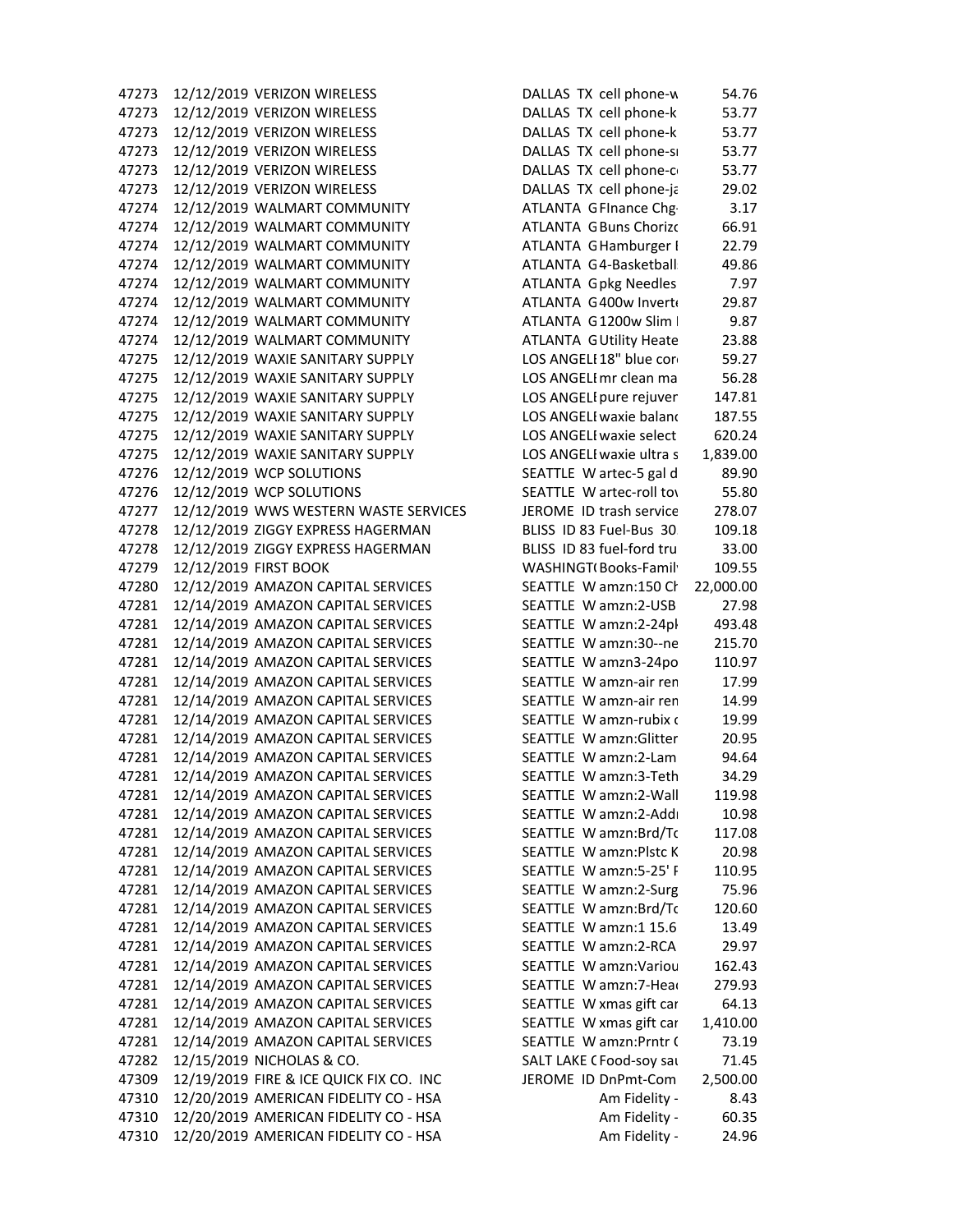| | | | | | |
|---|---|---|---|---|---|
| 47273 | 12/12/2019 | VERIZON WIRELESS | DALLAS TX | cell phone-w | 54.76 |
| 47273 | 12/12/2019 | VERIZON WIRELESS | DALLAS TX | cell phone-k | 53.77 |
| 47273 | 12/12/2019 | VERIZON WIRELESS | DALLAS TX | cell phone-k | 53.77 |
| 47273 | 12/12/2019 | VERIZON WIRELESS | DALLAS TX | cell phone-sı | 53.77 |
| 47273 | 12/12/2019 | VERIZON WIRELESS | DALLAS TX | cell phone-c | 53.77 |
| 47273 | 12/12/2019 | VERIZON WIRELESS | DALLAS TX | cell phone-ja | 29.02 |
| 47274 | 12/12/2019 | WALMART COMMUNITY | ATLANTA G | FInance Chg- | 3.17 |
| 47274 | 12/12/2019 | WALMART COMMUNITY | ATLANTA G | Buns Chorizo | 66.91 |
| 47274 | 12/12/2019 | WALMART COMMUNITY | ATLANTA G | Hamburger I | 22.79 |
| 47274 | 12/12/2019 | WALMART COMMUNITY | ATLANTA G | 4-Basketball | 49.86 |
| 47274 | 12/12/2019 | WALMART COMMUNITY | ATLANTA G | pkg Needles | 7.97 |
| 47274 | 12/12/2019 | WALMART COMMUNITY | ATLANTA G | 400w Invert | 29.87 |
| 47274 | 12/12/2019 | WALMART COMMUNITY | ATLANTA G | 1200w Slim I | 9.87 |
| 47274 | 12/12/2019 | WALMART COMMUNITY | ATLANTA G | Utility Heate | 23.88 |
| 47275 | 12/12/2019 | WAXIE SANITARY SUPPLY | LOS ANGELI | 18" blue cor | 59.27 |
| 47275 | 12/12/2019 | WAXIE SANITARY SUPPLY | LOS ANGELI | mr clean ma | 56.28 |
| 47275 | 12/12/2019 | WAXIE SANITARY SUPPLY | LOS ANGELI | pure rejuver | 147.81 |
| 47275 | 12/12/2019 | WAXIE SANITARY SUPPLY | LOS ANGELI | waxie balanc | 187.55 |
| 47275 | 12/12/2019 | WAXIE SANITARY SUPPLY | LOS ANGELI | waxie select | 620.24 |
| 47275 | 12/12/2019 | WAXIE SANITARY SUPPLY | LOS ANGELI | waxie ultra s | 1,839.00 |
| 47276 | 12/12/2019 | WCP SOLUTIONS | SEATTLE W | artec-5 gal d | 89.90 |
| 47276 | 12/12/2019 | WCP SOLUTIONS | SEATTLE W | artec-roll tov | 55.80 |
| 47277 | 12/12/2019 | WWS WESTERN WASTE SERVICES | JEROME ID | trash service | 278.07 |
| 47278 | 12/12/2019 | ZIGGY EXPRESS HAGERMAN | BLISS ID 83 | Fuel-Bus 30 | 109.18 |
| 47278 | 12/12/2019 | ZIGGY EXPRESS HAGERMAN | BLISS ID 83 | fuel-ford tru | 33.00 |
| 47279 | 12/12/2019 | FIRST BOOK | WASHINGT( | Books-Famil | 109.55 |
| 47280 | 12/12/2019 | AMAZON CAPITAL SERVICES | SEATTLE W | amzn:150 Ch | 22,000.00 |
| 47281 | 12/14/2019 | AMAZON CAPITAL SERVICES | SEATTLE W | amzn:2-USB | 27.98 |
| 47281 | 12/14/2019 | AMAZON CAPITAL SERVICES | SEATTLE W | amzn:2-24pk | 493.48 |
| 47281 | 12/14/2019 | AMAZON CAPITAL SERVICES | SEATTLE W | amzn:30--ne | 215.70 |
| 47281 | 12/14/2019 | AMAZON CAPITAL SERVICES | SEATTLE W | amzn3-24po | 110.97 |
| 47281 | 12/14/2019 | AMAZON CAPITAL SERVICES | SEATTLE W | amzn-air ren | 17.99 |
| 47281 | 12/14/2019 | AMAZON CAPITAL SERVICES | SEATTLE W | amzn-air ren | 14.99 |
| 47281 | 12/14/2019 | AMAZON CAPITAL SERVICES | SEATTLE W | amzn-rubix c | 19.99 |
| 47281 | 12/14/2019 | AMAZON CAPITAL SERVICES | SEATTLE W | amzn:Glitter | 20.95 |
| 47281 | 12/14/2019 | AMAZON CAPITAL SERVICES | SEATTLE W | amzn:2-Lam | 94.64 |
| 47281 | 12/14/2019 | AMAZON CAPITAL SERVICES | SEATTLE W | amzn:3-Teth | 34.29 |
| 47281 | 12/14/2019 | AMAZON CAPITAL SERVICES | SEATTLE W | amzn:2-Wall | 119.98 |
| 47281 | 12/14/2019 | AMAZON CAPITAL SERVICES | SEATTLE W | amzn:2-Addı | 10.98 |
| 47281 | 12/14/2019 | AMAZON CAPITAL SERVICES | SEATTLE W | amzn:Brd/Tc | 117.08 |
| 47281 | 12/14/2019 | AMAZON CAPITAL SERVICES | SEATTLE W | amzn:Plstc K | 20.98 |
| 47281 | 12/14/2019 | AMAZON CAPITAL SERVICES | SEATTLE W | amzn:5-25' F | 110.95 |
| 47281 | 12/14/2019 | AMAZON CAPITAL SERVICES | SEATTLE W | amzn:2-Surg | 75.96 |
| 47281 | 12/14/2019 | AMAZON CAPITAL SERVICES | SEATTLE W | amzn:Brd/Tc | 120.60 |
| 47281 | 12/14/2019 | AMAZON CAPITAL SERVICES | SEATTLE W | amzn:1 15.6 | 13.49 |
| 47281 | 12/14/2019 | AMAZON CAPITAL SERVICES | SEATTLE W | amzn:2-RCA | 29.97 |
| 47281 | 12/14/2019 | AMAZON CAPITAL SERVICES | SEATTLE W | amzn:Variou | 162.43 |
| 47281 | 12/14/2019 | AMAZON CAPITAL SERVICES | SEATTLE W | amzn:7-Head | 279.93 |
| 47281 | 12/14/2019 | AMAZON CAPITAL SERVICES | SEATTLE W | xmas gift car | 64.13 |
| 47281 | 12/14/2019 | AMAZON CAPITAL SERVICES | SEATTLE W | xmas gift car | 1,410.00 |
| 47281 | 12/14/2019 | AMAZON CAPITAL SERVICES | SEATTLE W | amzn:Prntr ( | 73.19 |
| 47282 | 12/15/2019 | NICHOLAS & CO. | SALT LAKE ( | Food-soy sau | 71.45 |
| 47309 | 12/19/2019 | FIRE & ICE QUICK FIX CO. INC | JEROME ID | DnPmt-Com | 2,500.00 |
| 47310 | 12/20/2019 | AMERICAN FIDELITY CO - HSA | | Am Fidelity - | 8.43 |
| 47310 | 12/20/2019 | AMERICAN FIDELITY CO - HSA | | Am Fidelity - | 60.35 |
| 47310 | 12/20/2019 | AMERICAN FIDELITY CO - HSA | | Am Fidelity - | 24.96 |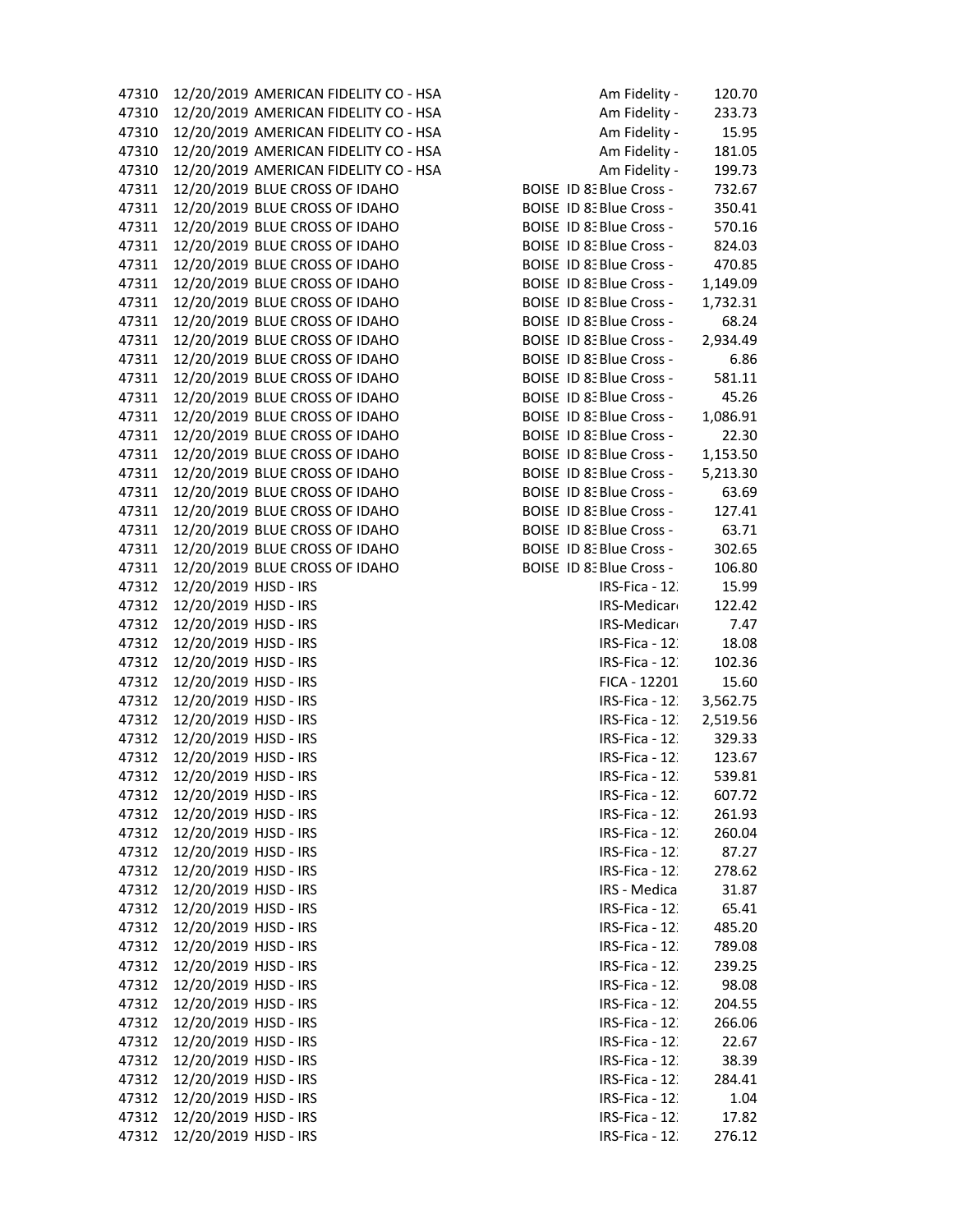| | | | | | |
|---|---|---|---|---|---|
| 47310 | 12/20/2019 | AMERICAN FIDELITY CO - HSA | | Am Fidelity - | 120.70 |
| 47310 | 12/20/2019 | AMERICAN FIDELITY CO - HSA | | Am Fidelity - | 233.73 |
| 47310 | 12/20/2019 | AMERICAN FIDELITY CO - HSA | | Am Fidelity - | 15.95 |
| 47310 | 12/20/2019 | AMERICAN FIDELITY CO - HSA | | Am Fidelity - | 181.05 |
| 47310 | 12/20/2019 | AMERICAN FIDELITY CO - HSA | | Am Fidelity - | 199.73 |
| 47311 | 12/20/2019 | BLUE CROSS OF IDAHO | BOISE ID 83 | Blue Cross - | 732.67 |
| 47311 | 12/20/2019 | BLUE CROSS OF IDAHO | BOISE ID 83 | Blue Cross - | 350.41 |
| 47311 | 12/20/2019 | BLUE CROSS OF IDAHO | BOISE ID 83 | Blue Cross - | 570.16 |
| 47311 | 12/20/2019 | BLUE CROSS OF IDAHO | BOISE ID 83 | Blue Cross - | 824.03 |
| 47311 | 12/20/2019 | BLUE CROSS OF IDAHO | BOISE ID 83 | Blue Cross - | 470.85 |
| 47311 | 12/20/2019 | BLUE CROSS OF IDAHO | BOISE ID 83 | Blue Cross - | 1,149.09 |
| 47311 | 12/20/2019 | BLUE CROSS OF IDAHO | BOISE ID 83 | Blue Cross - | 1,732.31 |
| 47311 | 12/20/2019 | BLUE CROSS OF IDAHO | BOISE ID 83 | Blue Cross - | 68.24 |
| 47311 | 12/20/2019 | BLUE CROSS OF IDAHO | BOISE ID 83 | Blue Cross - | 2,934.49 |
| 47311 | 12/20/2019 | BLUE CROSS OF IDAHO | BOISE ID 83 | Blue Cross - | 6.86 |
| 47311 | 12/20/2019 | BLUE CROSS OF IDAHO | BOISE ID 83 | Blue Cross - | 581.11 |
| 47311 | 12/20/2019 | BLUE CROSS OF IDAHO | BOISE ID 83 | Blue Cross - | 45.26 |
| 47311 | 12/20/2019 | BLUE CROSS OF IDAHO | BOISE ID 83 | Blue Cross - | 1,086.91 |
| 47311 | 12/20/2019 | BLUE CROSS OF IDAHO | BOISE ID 83 | Blue Cross - | 22.30 |
| 47311 | 12/20/2019 | BLUE CROSS OF IDAHO | BOISE ID 83 | Blue Cross - | 1,153.50 |
| 47311 | 12/20/2019 | BLUE CROSS OF IDAHO | BOISE ID 83 | Blue Cross - | 5,213.30 |
| 47311 | 12/20/2019 | BLUE CROSS OF IDAHO | BOISE ID 83 | Blue Cross - | 63.69 |
| 47311 | 12/20/2019 | BLUE CROSS OF IDAHO | BOISE ID 83 | Blue Cross - | 127.41 |
| 47311 | 12/20/2019 | BLUE CROSS OF IDAHO | BOISE ID 83 | Blue Cross - | 63.71 |
| 47311 | 12/20/2019 | BLUE CROSS OF IDAHO | BOISE ID 83 | Blue Cross - | 302.65 |
| 47311 | 12/20/2019 | BLUE CROSS OF IDAHO | BOISE ID 83 | Blue Cross - | 106.80 |
| 47312 | 12/20/2019 | HJSD - IRS | | IRS-Fica - 12 | 15.99 |
| 47312 | 12/20/2019 | HJSD - IRS | | IRS-Medicare | 122.42 |
| 47312 | 12/20/2019 | HJSD - IRS | | IRS-Medicare | 7.47 |
| 47312 | 12/20/2019 | HJSD - IRS | | IRS-Fica - 12 | 18.08 |
| 47312 | 12/20/2019 | HJSD - IRS | | IRS-Fica - 12 | 102.36 |
| 47312 | 12/20/2019 | HJSD - IRS | | FICA - 12201 | 15.60 |
| 47312 | 12/20/2019 | HJSD - IRS | | IRS-Fica - 12 | 3,562.75 |
| 47312 | 12/20/2019 | HJSD - IRS | | IRS-Fica - 12 | 2,519.56 |
| 47312 | 12/20/2019 | HJSD - IRS | | IRS-Fica - 12 | 329.33 |
| 47312 | 12/20/2019 | HJSD - IRS | | IRS-Fica - 12 | 123.67 |
| 47312 | 12/20/2019 | HJSD - IRS | | IRS-Fica - 12 | 539.81 |
| 47312 | 12/20/2019 | HJSD - IRS | | IRS-Fica - 12 | 607.72 |
| 47312 | 12/20/2019 | HJSD - IRS | | IRS-Fica - 12 | 261.93 |
| 47312 | 12/20/2019 | HJSD - IRS | | IRS-Fica - 12 | 260.04 |
| 47312 | 12/20/2019 | HJSD - IRS | | IRS-Fica - 12 | 87.27 |
| 47312 | 12/20/2019 | HJSD - IRS | | IRS-Fica - 12 | 278.62 |
| 47312 | 12/20/2019 | HJSD - IRS | | IRS - Medica | 31.87 |
| 47312 | 12/20/2019 | HJSD - IRS | | IRS-Fica - 12 | 65.41 |
| 47312 | 12/20/2019 | HJSD - IRS | | IRS-Fica - 12 | 485.20 |
| 47312 | 12/20/2019 | HJSD - IRS | | IRS-Fica - 12 | 789.08 |
| 47312 | 12/20/2019 | HJSD - IRS | | IRS-Fica - 12 | 239.25 |
| 47312 | 12/20/2019 | HJSD - IRS | | IRS-Fica - 12 | 98.08 |
| 47312 | 12/20/2019 | HJSD - IRS | | IRS-Fica - 12 | 204.55 |
| 47312 | 12/20/2019 | HJSD - IRS | | IRS-Fica - 12 | 266.06 |
| 47312 | 12/20/2019 | HJSD - IRS | | IRS-Fica - 12 | 22.67 |
| 47312 | 12/20/2019 | HJSD - IRS | | IRS-Fica - 12 | 38.39 |
| 47312 | 12/20/2019 | HJSD - IRS | | IRS-Fica - 12 | 284.41 |
| 47312 | 12/20/2019 | HJSD - IRS | | IRS-Fica - 12 | 1.04 |
| 47312 | 12/20/2019 | HJSD - IRS | | IRS-Fica - 12 | 17.82 |
| 47312 | 12/20/2019 | HJSD - IRS | | IRS-Fica - 12 | 276.12 |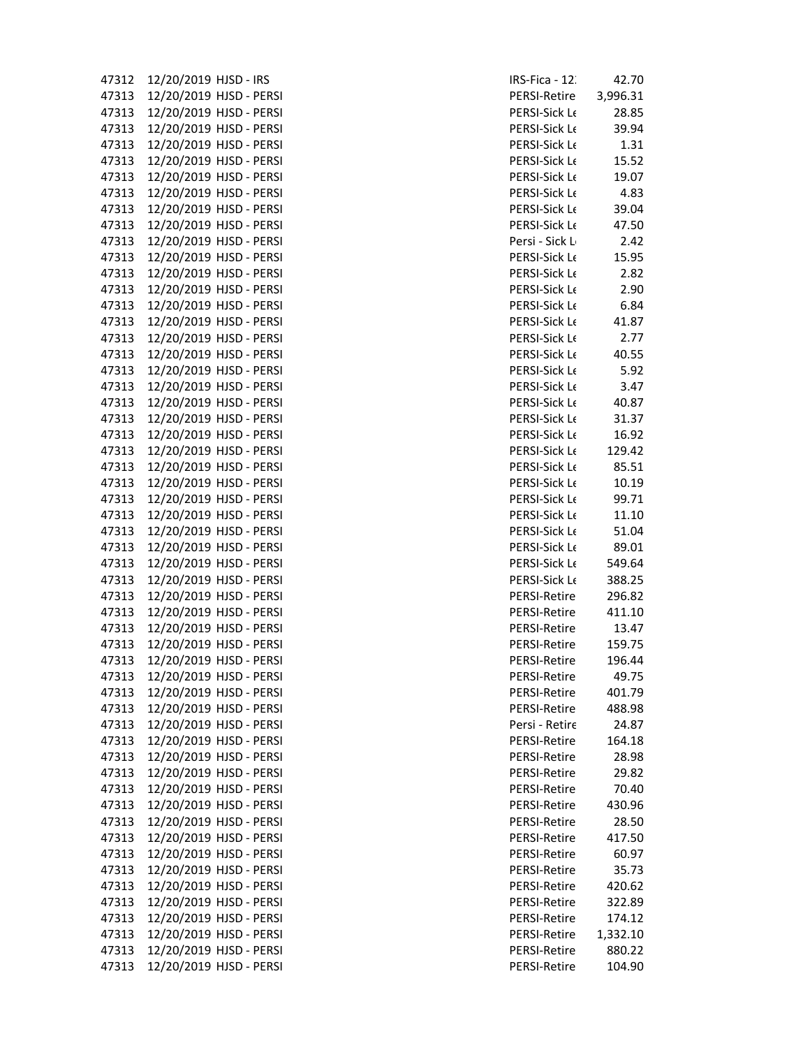| | | | | |
|---|---|---|---|---|
| 47312 | 12/20/2019 | HJSD - IRS | IRS-Fica - 12 | 42.70 |
| 47313 | 12/20/2019 | HJSD - PERSI | PERSI-Retire | 3,996.31 |
| 47313 | 12/20/2019 | HJSD - PERSI | PERSI-Sick Le | 28.85 |
| 47313 | 12/20/2019 | HJSD - PERSI | PERSI-Sick Le | 39.94 |
| 47313 | 12/20/2019 | HJSD - PERSI | PERSI-Sick Le | 1.31 |
| 47313 | 12/20/2019 | HJSD - PERSI | PERSI-Sick Le | 15.52 |
| 47313 | 12/20/2019 | HJSD - PERSI | PERSI-Sick Le | 19.07 |
| 47313 | 12/20/2019 | HJSD - PERSI | PERSI-Sick Le | 4.83 |
| 47313 | 12/20/2019 | HJSD - PERSI | PERSI-Sick Le | 39.04 |
| 47313 | 12/20/2019 | HJSD - PERSI | PERSI-Sick Le | 47.50 |
| 47313 | 12/20/2019 | HJSD - PERSI | Persi - Sick L | 2.42 |
| 47313 | 12/20/2019 | HJSD - PERSI | PERSI-Sick Le | 15.95 |
| 47313 | 12/20/2019 | HJSD - PERSI | PERSI-Sick Le | 2.82 |
| 47313 | 12/20/2019 | HJSD - PERSI | PERSI-Sick Le | 2.90 |
| 47313 | 12/20/2019 | HJSD - PERSI | PERSI-Sick Le | 6.84 |
| 47313 | 12/20/2019 | HJSD - PERSI | PERSI-Sick Le | 41.87 |
| 47313 | 12/20/2019 | HJSD - PERSI | PERSI-Sick Le | 2.77 |
| 47313 | 12/20/2019 | HJSD - PERSI | PERSI-Sick Le | 40.55 |
| 47313 | 12/20/2019 | HJSD - PERSI | PERSI-Sick Le | 5.92 |
| 47313 | 12/20/2019 | HJSD - PERSI | PERSI-Sick Le | 3.47 |
| 47313 | 12/20/2019 | HJSD - PERSI | PERSI-Sick Le | 40.87 |
| 47313 | 12/20/2019 | HJSD - PERSI | PERSI-Sick Le | 31.37 |
| 47313 | 12/20/2019 | HJSD - PERSI | PERSI-Sick Le | 16.92 |
| 47313 | 12/20/2019 | HJSD - PERSI | PERSI-Sick Le | 129.42 |
| 47313 | 12/20/2019 | HJSD - PERSI | PERSI-Sick Le | 85.51 |
| 47313 | 12/20/2019 | HJSD - PERSI | PERSI-Sick Le | 10.19 |
| 47313 | 12/20/2019 | HJSD - PERSI | PERSI-Sick Le | 99.71 |
| 47313 | 12/20/2019 | HJSD - PERSI | PERSI-Sick Le | 11.10 |
| 47313 | 12/20/2019 | HJSD - PERSI | PERSI-Sick Le | 51.04 |
| 47313 | 12/20/2019 | HJSD - PERSI | PERSI-Sick Le | 89.01 |
| 47313 | 12/20/2019 | HJSD - PERSI | PERSI-Sick Le | 549.64 |
| 47313 | 12/20/2019 | HJSD - PERSI | PERSI-Sick Le | 388.25 |
| 47313 | 12/20/2019 | HJSD - PERSI | PERSI-Retire | 296.82 |
| 47313 | 12/20/2019 | HJSD - PERSI | PERSI-Retire | 411.10 |
| 47313 | 12/20/2019 | HJSD - PERSI | PERSI-Retire | 13.47 |
| 47313 | 12/20/2019 | HJSD - PERSI | PERSI-Retire | 159.75 |
| 47313 | 12/20/2019 | HJSD - PERSI | PERSI-Retire | 196.44 |
| 47313 | 12/20/2019 | HJSD - PERSI | PERSI-Retire | 49.75 |
| 47313 | 12/20/2019 | HJSD - PERSI | PERSI-Retire | 401.79 |
| 47313 | 12/20/2019 | HJSD - PERSI | PERSI-Retire | 488.98 |
| 47313 | 12/20/2019 | HJSD - PERSI | Persi - Retire | 24.87 |
| 47313 | 12/20/2019 | HJSD - PERSI | PERSI-Retire | 164.18 |
| 47313 | 12/20/2019 | HJSD - PERSI | PERSI-Retire | 28.98 |
| 47313 | 12/20/2019 | HJSD - PERSI | PERSI-Retire | 29.82 |
| 47313 | 12/20/2019 | HJSD - PERSI | PERSI-Retire | 70.40 |
| 47313 | 12/20/2019 | HJSD - PERSI | PERSI-Retire | 430.96 |
| 47313 | 12/20/2019 | HJSD - PERSI | PERSI-Retire | 28.50 |
| 47313 | 12/20/2019 | HJSD - PERSI | PERSI-Retire | 417.50 |
| 47313 | 12/20/2019 | HJSD - PERSI | PERSI-Retire | 60.97 |
| 47313 | 12/20/2019 | HJSD - PERSI | PERSI-Retire | 35.73 |
| 47313 | 12/20/2019 | HJSD - PERSI | PERSI-Retire | 420.62 |
| 47313 | 12/20/2019 | HJSD - PERSI | PERSI-Retire | 322.89 |
| 47313 | 12/20/2019 | HJSD - PERSI | PERSI-Retire | 174.12 |
| 47313 | 12/20/2019 | HJSD - PERSI | PERSI-Retire | 1,332.10 |
| 47313 | 12/20/2019 | HJSD - PERSI | PERSI-Retire | 880.22 |
| 47313 | 12/20/2019 | HJSD - PERSI | PERSI-Retire | 104.90 |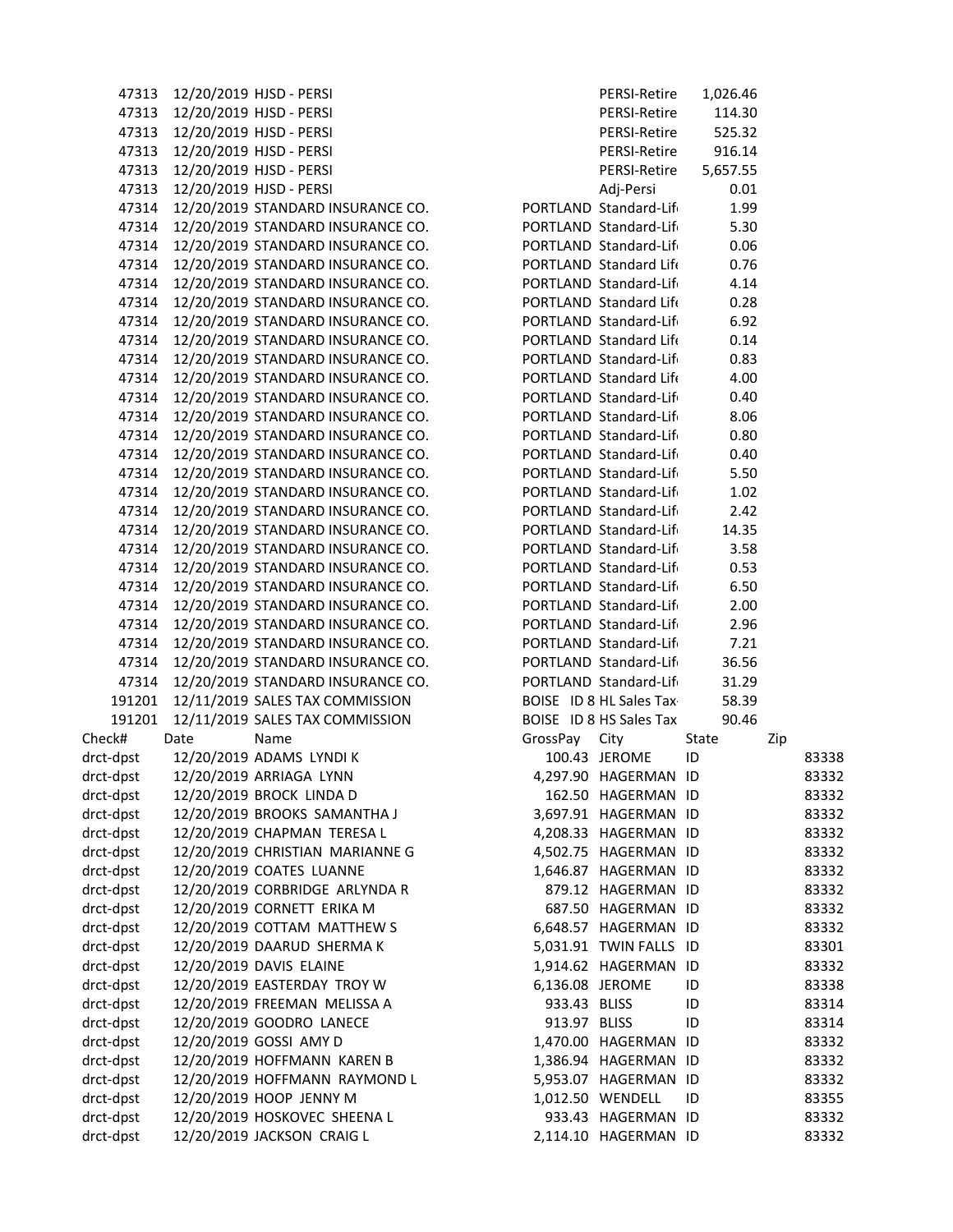| | | | | | |
|---|---|---|---|---|---|
| 47313 | 12/20/2019 | HJSD - PERSI | | PERSI-Retire | 1,026.46 |
| 47313 | 12/20/2019 | HJSD - PERSI | | PERSI-Retire | 114.30 |
| 47313 | 12/20/2019 | HJSD - PERSI | | PERSI-Retire | 525.32 |
| 47313 | 12/20/2019 | HJSD - PERSI | | PERSI-Retire | 916.14 |
| 47313 | 12/20/2019 | HJSD - PERSI | | PERSI-Retire | 5,657.55 |
| 47313 | 12/20/2019 | HJSD - PERSI | | Adj-Persi | 0.01 |
| 47314 | 12/20/2019 | STANDARD INSURANCE CO. | PORTLAND | Standard-Lif | 1.99 |
| 47314 | 12/20/2019 | STANDARD INSURANCE CO. | PORTLAND | Standard-Lif | 5.30 |
| 47314 | 12/20/2019 | STANDARD INSURANCE CO. | PORTLAND | Standard-Lif | 0.06 |
| 47314 | 12/20/2019 | STANDARD INSURANCE CO. | PORTLAND | Standard Life | 0.76 |
| 47314 | 12/20/2019 | STANDARD INSURANCE CO. | PORTLAND | Standard-Lif | 4.14 |
| 47314 | 12/20/2019 | STANDARD INSURANCE CO. | PORTLAND | Standard Life | 0.28 |
| 47314 | 12/20/2019 | STANDARD INSURANCE CO. | PORTLAND | Standard-Lif | 6.92 |
| 47314 | 12/20/2019 | STANDARD INSURANCE CO. | PORTLAND | Standard Life | 0.14 |
| 47314 | 12/20/2019 | STANDARD INSURANCE CO. | PORTLAND | Standard-Lif | 0.83 |
| 47314 | 12/20/2019 | STANDARD INSURANCE CO. | PORTLAND | Standard Life | 4.00 |
| 47314 | 12/20/2019 | STANDARD INSURANCE CO. | PORTLAND | Standard-Lif | 0.40 |
| 47314 | 12/20/2019 | STANDARD INSURANCE CO. | PORTLAND | Standard-Lif | 8.06 |
| 47314 | 12/20/2019 | STANDARD INSURANCE CO. | PORTLAND | Standard-Lif | 0.80 |
| 47314 | 12/20/2019 | STANDARD INSURANCE CO. | PORTLAND | Standard-Lif | 0.40 |
| 47314 | 12/20/2019 | STANDARD INSURANCE CO. | PORTLAND | Standard-Lif | 5.50 |
| 47314 | 12/20/2019 | STANDARD INSURANCE CO. | PORTLAND | Standard-Lif | 1.02 |
| 47314 | 12/20/2019 | STANDARD INSURANCE CO. | PORTLAND | Standard-Lif | 2.42 |
| 47314 | 12/20/2019 | STANDARD INSURANCE CO. | PORTLAND | Standard-Lif | 14.35 |
| 47314 | 12/20/2019 | STANDARD INSURANCE CO. | PORTLAND | Standard-Lif | 3.58 |
| 47314 | 12/20/2019 | STANDARD INSURANCE CO. | PORTLAND | Standard-Lif | 0.53 |
| 47314 | 12/20/2019 | STANDARD INSURANCE CO. | PORTLAND | Standard-Lif | 6.50 |
| 47314 | 12/20/2019 | STANDARD INSURANCE CO. | PORTLAND | Standard-Lif | 2.00 |
| 47314 | 12/20/2019 | STANDARD INSURANCE CO. | PORTLAND | Standard-Lif | 2.96 |
| 47314 | 12/20/2019 | STANDARD INSURANCE CO. | PORTLAND | Standard-Lif | 7.21 |
| 47314 | 12/20/2019 | STANDARD INSURANCE CO. | PORTLAND | Standard-Lif | 36.56 |
| 47314 | 12/20/2019 | STANDARD INSURANCE CO. | PORTLAND | Standard-Lif | 31.29 |
| 191201 | 12/11/2019 | SALES TAX COMMISSION | BOISE ID 8 | HL Sales Tax | 58.39 |
| 191201 | 12/11/2019 | SALES TAX COMMISSION | BOISE ID 8 | HS Sales Tax | 90.46 |

| Check# | Date | Name | GrossPay | City | State | Zip |
|---|---|---|---|---|---|---|
| drct-dpst | 12/20/2019 | ADAMS LYNDI K | 100.43 | JEROME | ID | 83338 |
| drct-dpst | 12/20/2019 | ARRIAGA LYNN | 4,297.90 | HAGERMAN | ID | 83332 |
| drct-dpst | 12/20/2019 | BROCK LINDA D | 162.50 | HAGERMAN | ID | 83332 |
| drct-dpst | 12/20/2019 | BROOKS SAMANTHA J | 3,697.91 | HAGERMAN | ID | 83332 |
| drct-dpst | 12/20/2019 | CHAPMAN TERESA L | 4,208.33 | HAGERMAN | ID | 83332 |
| drct-dpst | 12/20/2019 | CHRISTIAN MARIANNE G | 4,502.75 | HAGERMAN | ID | 83332 |
| drct-dpst | 12/20/2019 | COATES LUANNE | 1,646.87 | HAGERMAN | ID | 83332 |
| drct-dpst | 12/20/2019 | CORBRIDGE ARLYNDA R | 879.12 | HAGERMAN | ID | 83332 |
| drct-dpst | 12/20/2019 | CORNETT ERIKA M | 687.50 | HAGERMAN | ID | 83332 |
| drct-dpst | 12/20/2019 | COTTAM MATTHEW S | 6,648.57 | HAGERMAN | ID | 83332 |
| drct-dpst | 12/20/2019 | DAARUD SHERMA K | 5,031.91 | TWIN FALLS | ID | 83301 |
| drct-dpst | 12/20/2019 | DAVIS ELAINE | 1,914.62 | HAGERMAN | ID | 83332 |
| drct-dpst | 12/20/2019 | EASTERDAY TROY W | 6,136.08 | JEROME | ID | 83338 |
| drct-dpst | 12/20/2019 | FREEMAN MELISSA A | 933.43 | BLISS | ID | 83314 |
| drct-dpst | 12/20/2019 | GOODRO LANECE | 913.97 | BLISS | ID | 83314 |
| drct-dpst | 12/20/2019 | GOSSI AMY D | 1,470.00 | HAGERMAN | ID | 83332 |
| drct-dpst | 12/20/2019 | HOFFMANN KAREN B | 1,386.94 | HAGERMAN | ID | 83332 |
| drct-dpst | 12/20/2019 | HOFFMANN RAYMOND L | 5,953.07 | HAGERMAN | ID | 83332 |
| drct-dpst | 12/20/2019 | HOOP JENNY M | 1,012.50 | WENDELL | ID | 83355 |
| drct-dpst | 12/20/2019 | HOSKOVEC SHEENA L | 933.43 | HAGERMAN | ID | 83332 |
| drct-dpst | 12/20/2019 | JACKSON CRAIG L | 2,114.10 | HAGERMAN | ID | 83332 |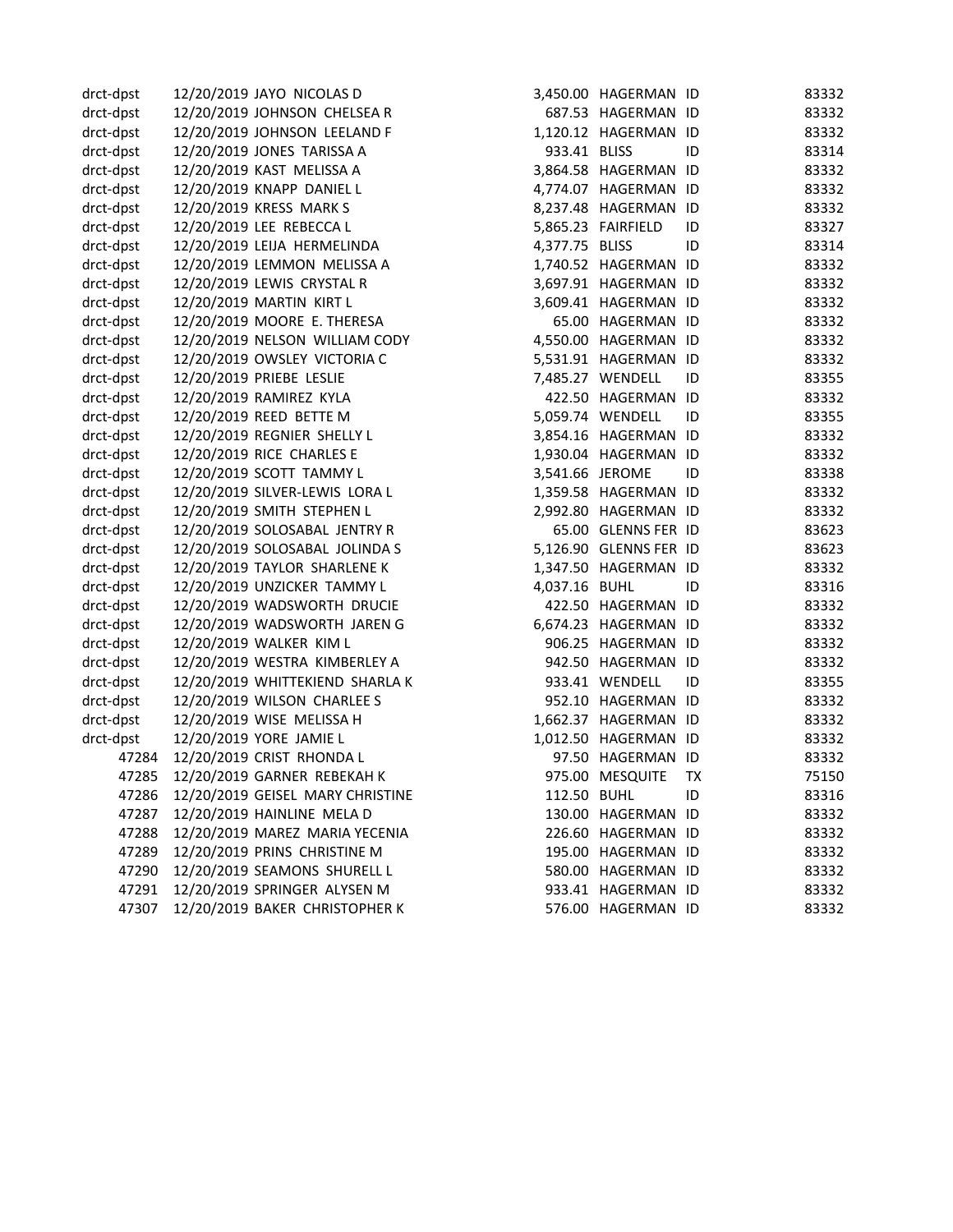| | | | | | | |
|---|---|---|---|---|---|---|
| drct-dpst | 12/20/2019 | JAYO NICOLAS D | 3,450.00 | HAGERMAN | ID | 83332 |
| drct-dpst | 12/20/2019 | JOHNSON CHELSEA R | 687.53 | HAGERMAN | ID | 83332 |
| drct-dpst | 12/20/2019 | JOHNSON LEELAND F | 1,120.12 | HAGERMAN | ID | 83332 |
| drct-dpst | 12/20/2019 | JONES TARISSA A | 933.41 | BLISS | ID | 83314 |
| drct-dpst | 12/20/2019 | KAST MELISSA A | 3,864.58 | HAGERMAN | ID | 83332 |
| drct-dpst | 12/20/2019 | KNAPP DANIEL L | 4,774.07 | HAGERMAN | ID | 83332 |
| drct-dpst | 12/20/2019 | KRESS MARK S | 8,237.48 | HAGERMAN | ID | 83332 |
| drct-dpst | 12/20/2019 | LEE REBECCA L | 5,865.23 | FAIRFIELD | ID | 83327 |
| drct-dpst | 12/20/2019 | LEIJA HERMELINDA | 4,377.75 | BLISS | ID | 83314 |
| drct-dpst | 12/20/2019 | LEMMON MELISSA A | 1,740.52 | HAGERMAN | ID | 83332 |
| drct-dpst | 12/20/2019 | LEWIS CRYSTAL R | 3,697.91 | HAGERMAN | ID | 83332 |
| drct-dpst | 12/20/2019 | MARTIN KIRT L | 3,609.41 | HAGERMAN | ID | 83332 |
| drct-dpst | 12/20/2019 | MOORE E. THERESA | 65.00 | HAGERMAN | ID | 83332 |
| drct-dpst | 12/20/2019 | NELSON WILLIAM CODY | 4,550.00 | HAGERMAN | ID | 83332 |
| drct-dpst | 12/20/2019 | OWSLEY VICTORIA C | 5,531.91 | HAGERMAN | ID | 83332 |
| drct-dpst | 12/20/2019 | PRIEBE LESLIE | 7,485.27 | WENDELL | ID | 83355 |
| drct-dpst | 12/20/2019 | RAMIREZ KYLA | 422.50 | HAGERMAN | ID | 83332 |
| drct-dpst | 12/20/2019 | REED BETTE M | 5,059.74 | WENDELL | ID | 83355 |
| drct-dpst | 12/20/2019 | REGNIER SHELLY L | 3,854.16 | HAGERMAN | ID | 83332 |
| drct-dpst | 12/20/2019 | RICE CHARLES E | 1,930.04 | HAGERMAN | ID | 83332 |
| drct-dpst | 12/20/2019 | SCOTT TAMMY L | 3,541.66 | JEROME | ID | 83338 |
| drct-dpst | 12/20/2019 | SILVER-LEWIS LORA L | 1,359.58 | HAGERMAN | ID | 83332 |
| drct-dpst | 12/20/2019 | SMITH STEPHEN L | 2,992.80 | HAGERMAN | ID | 83332 |
| drct-dpst | 12/20/2019 | SOLOSABAL JENTRY R | 65.00 | GLENNS FER | ID | 83623 |
| drct-dpst | 12/20/2019 | SOLOSABAL JOLINDA S | 5,126.90 | GLENNS FER | ID | 83623 |
| drct-dpst | 12/20/2019 | TAYLOR SHARLENE K | 1,347.50 | HAGERMAN | ID | 83332 |
| drct-dpst | 12/20/2019 | UNZICKER TAMMY L | 4,037.16 | BUHL | ID | 83316 |
| drct-dpst | 12/20/2019 | WADSWORTH DRUCIE | 422.50 | HAGERMAN | ID | 83332 |
| drct-dpst | 12/20/2019 | WADSWORTH JAREN G | 6,674.23 | HAGERMAN | ID | 83332 |
| drct-dpst | 12/20/2019 | WALKER KIM L | 906.25 | HAGERMAN | ID | 83332 |
| drct-dpst | 12/20/2019 | WESTRA KIMBERLEY A | 942.50 | HAGERMAN | ID | 83332 |
| drct-dpst | 12/20/2019 | WHITTEKIEND SHARLA K | 933.41 | WENDELL | ID | 83355 |
| drct-dpst | 12/20/2019 | WILSON CHARLEE S | 952.10 | HAGERMAN | ID | 83332 |
| drct-dpst | 12/20/2019 | WISE MELISSA H | 1,662.37 | HAGERMAN | ID | 83332 |
| drct-dpst | 12/20/2019 | YORE JAMIE L | 1,012.50 | HAGERMAN | ID | 83332 |
| 47284 | 12/20/2019 | CRIST RHONDA L | 97.50 | HAGERMAN | ID | 83332 |
| 47285 | 12/20/2019 | GARNER REBEKAH K | 975.00 | MESQUITE | TX | 75150 |
| 47286 | 12/20/2019 | GEISEL MARY CHRISTINE | 112.50 | BUHL | ID | 83316 |
| 47287 | 12/20/2019 | HAINLINE MELA D | 130.00 | HAGERMAN | ID | 83332 |
| 47288 | 12/20/2019 | MAREZ MARIA YECENIA | 226.60 | HAGERMAN | ID | 83332 |
| 47289 | 12/20/2019 | PRINS CHRISTINE M | 195.00 | HAGERMAN | ID | 83332 |
| 47290 | 12/20/2019 | SEAMONS SHURELL L | 580.00 | HAGERMAN | ID | 83332 |
| 47291 | 12/20/2019 | SPRINGER ALYSEN M | 933.41 | HAGERMAN | ID | 83332 |
| 47307 | 12/20/2019 | BAKER CHRISTOPHER K | 576.00 | HAGERMAN | ID | 83332 |